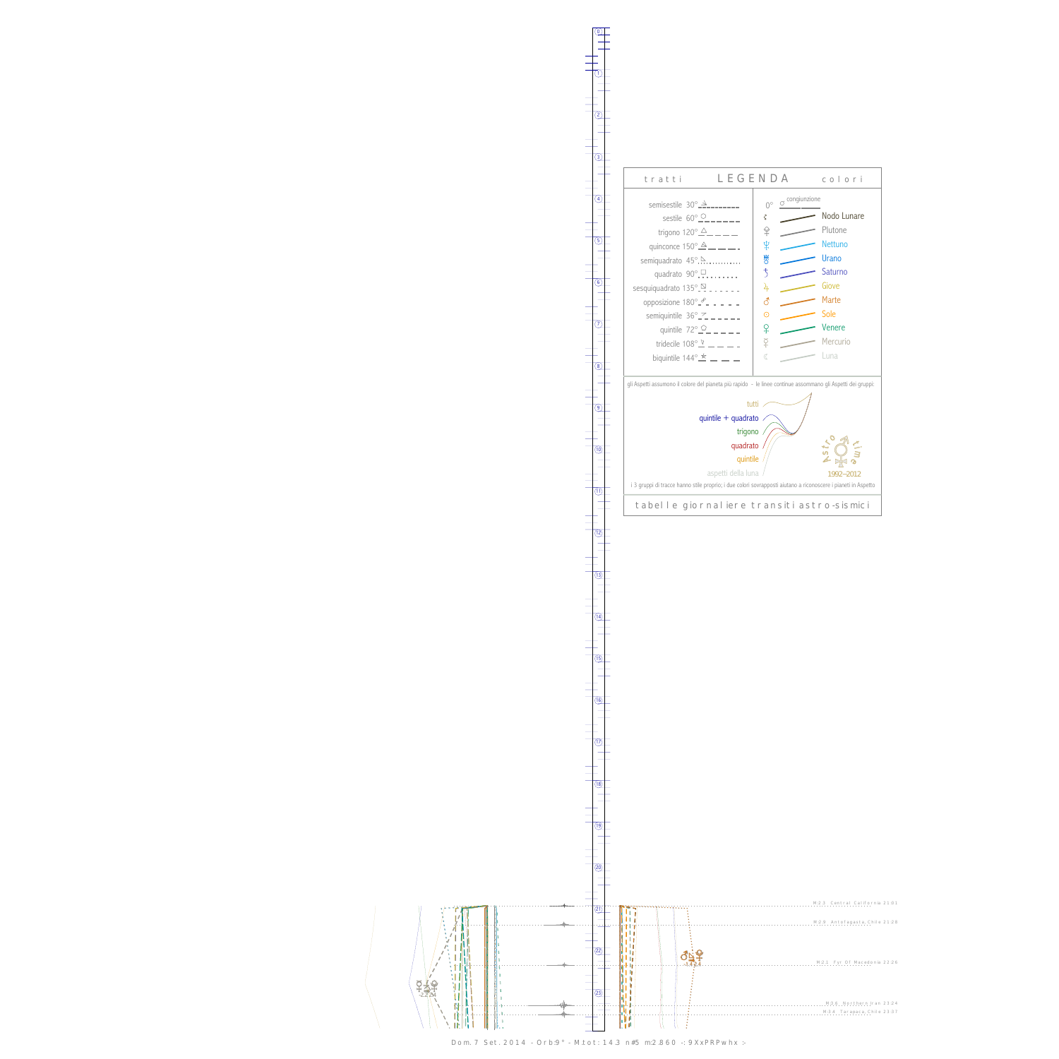## LEGENDA

| tratti | | colori | |
|---|---|---|---|
| semisestile 30° | | 0° ☌ congiunzione | |
| sestile 60° | | ☊ | Nodo Lunare |
| trigono 120° | | ♇ | Plutone |
| quinconce 150° | | ♆ | Nettuno |
| semiquadrato 45° | | ♅ | Urano |
| quadrato 90° | | ♄ | Saturno |
| sesquiquadrato 135° | | ♃ | Giove |
| opposizione 180° | | ♂ | Marte |
| semiquintile 36° | | ☉ | Sole |
| quintile 72° | | ♀ | Venere |
| tridecile 108° | | ☿ | Mercurio |
| biquintile 144° | | ☾ | Luna |

gli Aspetti assumono il colore del pianeta più rapido - le linee continue assommano gli Aspetti dei gruppi:

- tutti
- quintile + quadrato
- trigono
- quadrato
- quintile
- aspetti della luna

Astro time 1992–2012

i 3 gruppi di tracce hanno stile proprio; i due colori sovrapposti aiutano a riconoscere i pianeti in Aspetto

tabelle giornaliere transiti astro-sismici

M:2.5 Central California 21:01

M:2.9 Antofagasta Chile 21:28

M:2.1 Fyr Of Macedonia 22:26

M:3.6 Northern Iran 23:24

M:3.4 Tarapaca Chile 23:37

Dom. 7 Set. 2014 - Orb:9° - M.tot: 14.3 n#5 m:2.860 -: 9XxPRPwhx :-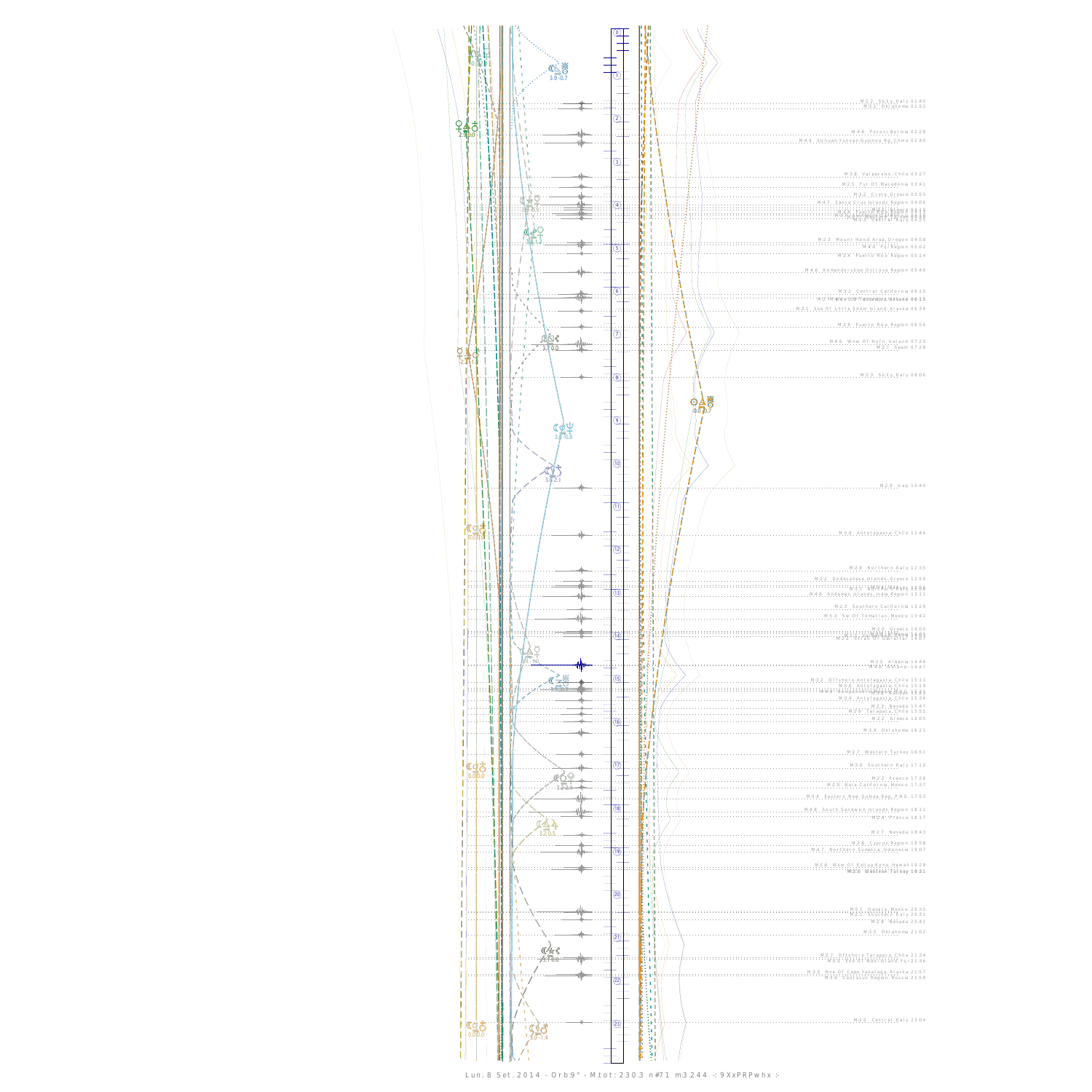M2.2 Sicily,Italy 01:45
M3.1 Oklahoma 01:52
M4.6 Potosi,Bolivia 02:28
M4.4 Sichuan-Yunnan-Guizhou Rg,China 02:40
M3.8 Valparaiso,Chile 03:27
M2.5 Fyr Of Macedonia 03:41
M3.2 Crete,Greece 03:55
M4.7 Santa Cruz Islands Region 04:06
M2.3 Central Italy 04:20
M2.3 Mount Hood Area,Oregon 04:58
M4.4 Fiji Region 05:02
M2.4 Puerto Rico Region 05:14
M4.6 Komandorskiye Ostrova Region 05:40
M3.2 Central California 06:10
M3.1 Sse Of Little Sitkin Island,Alaska 06:34
M2.9 Puerto Rico Region 06:56
M4.6 Wnw Of Hofn,Iceland 07:20
M2.7 Spain 07:28
M2.3 Sicily,Italy 08:06
M2.9 Iraq 10:40
M3.8 Antofagasta,Chile 11:46
M2.8 Northern Italy 12:35
M2.2 Dodecanese Islands,Greece 12:50
M4.6 Andaman Islands,India Region 13:11
M2.3 Southern California 13:29
M5.3 Sw Of Tomatlan,Mexico 13:42
M2.0 Greece 14:00
M3.5 Strait Of Gibraltar 14:07
M2.5 Albania 14:46
M4.6 Iceland 14:47
M3.2 Offshore Antofagasta,Chile 15:11
M2.8 Antofagasta,Chile 15:19
M3.4 Antofagasta,Chile 15:36
M2.3 Nevada 15:47
M2.9 Tarapaca,Chile 15:55
M2.2 Greece 16:05
M3.9 Oklahoma 16:21
M2.7 Western Turkey 16:51
M3.0 Southern Italy 17:10
M2.2 France 17:28
M2.9 Baja California,Mexico 17:37
M5.4 Eastern New Guinea Reg.,P.N.G. 17:53
M4.8 South Sandwich Islands Region 18:11
M2.4 France 18:17
M2.7 Nevada 18:43
M2.8 Cyprus Region 18:58
M4.7 Northern Sumatra,Indonesia 19:07
M2.6 Wsw Of Kailua-Kona,Hawaii 19:28
M3.6 Western Turkey 19:31
M3.1 Oaxaca,Mexico 20:30
M2.1 Southern Italy 20:31
M2.8 Nevada 20:41
M3.5 Oklahoma 21:02
M2.7 Offshore Tarapaca,Chile 21:34
M5.0 Ene Of Ndoi Island,Fiji 21:36
M3.3 Nne Of Cape Yakataga,Alaska 21:57
M3.6 Caucasus Region,Russia 21:59
M2.0 Central Italy 23:04

Lun. 8 Set. 2014 - Orb:9° - M.tot: 230.3 n#71 m:3.244 -: 9XxPRPwhx :-